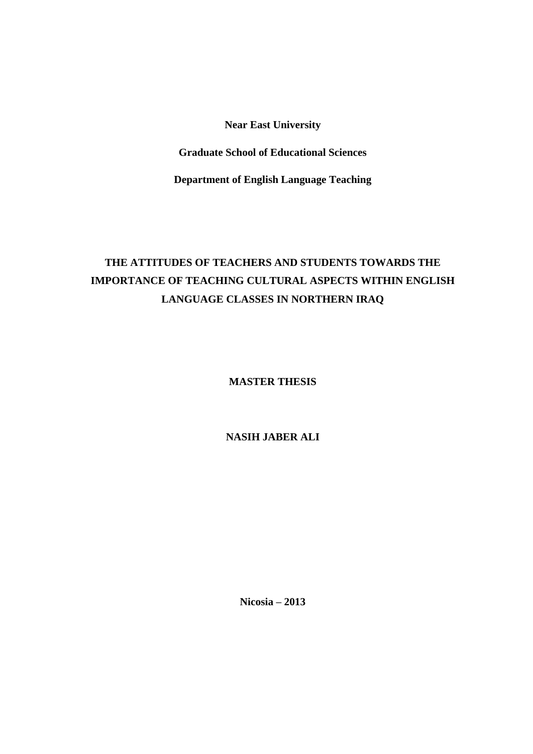**Near East University**

**Graduate School of Educational Sciences**

**Department of English Language Teaching**

# THE ATTITUDES OF TEACHERS AND STUDENTS TOWARDS THE IMPORTANCE OF TEACHING CULTURAL ASPECTS WITHIN ENGLISH LANGUAGE CLASSES IN NORTHERN IRAQ

**MASTER THESIS**

**NASIH JABER ALI**

**Nicosia – 2013**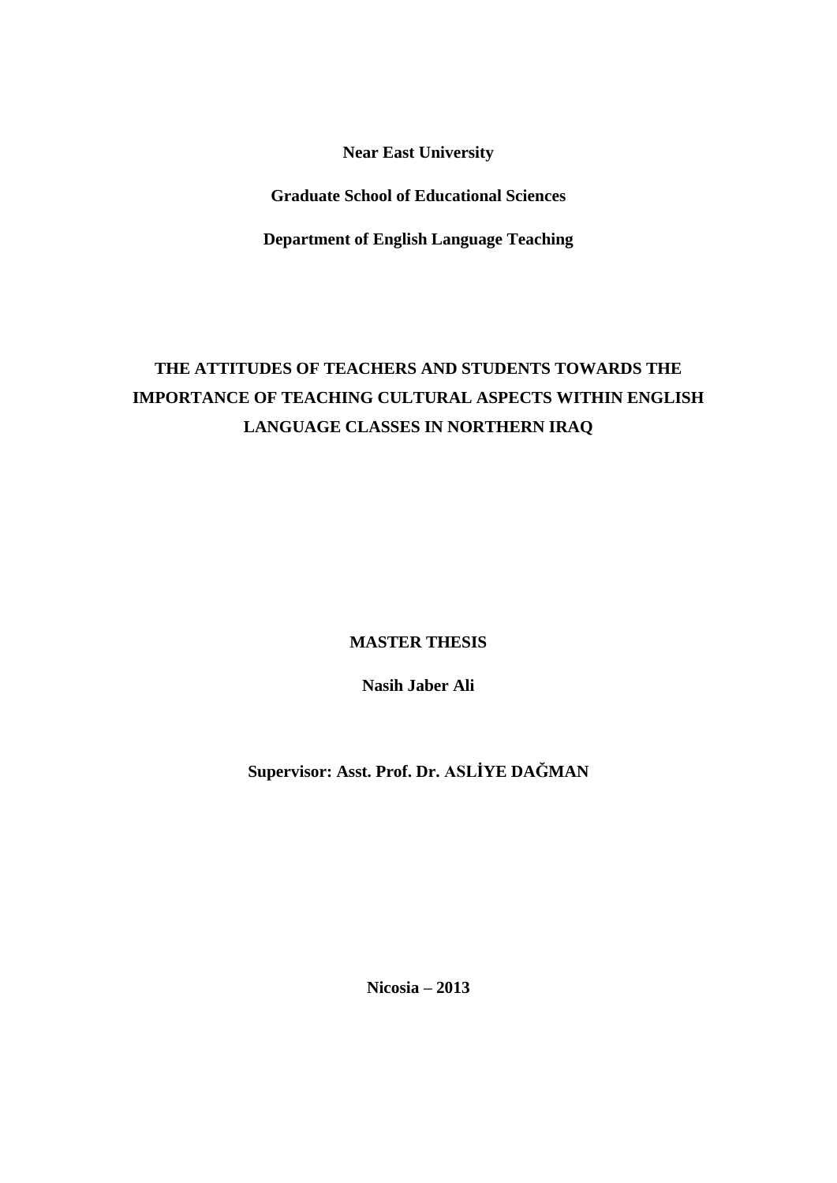**Near East University**

**Graduate School of Educational Sciences**

**Department of English Language Teaching**

# THE ATTITUDES OF TEACHERS AND STUDENTS TOWARDS THE IMPORTANCE OF TEACHING CULTURAL ASPECTS WITHIN ENGLISH LANGUAGE CLASSES IN NORTHERN IRAQ

**MASTER THESIS**

**Nasih Jaber Ali**

**Supervisor: Asst. Prof. Dr. ASLİYE DAĞMAN**

**Nicosia – 2013**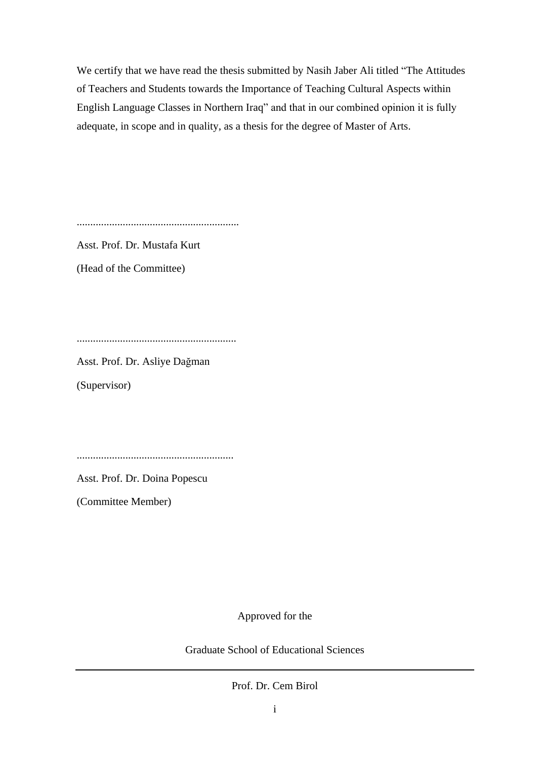We certify that we have read the thesis submitted by Nasih Jaber Ali titled “The Attitudes of Teachers and Students towards the Importance of Teaching Cultural Aspects within English Language Classes in Northern Iraq” and that in our combined opinion it is fully adequate, in scope and in quality, as a thesis for the degree of Master of Arts.

............................................................

Asst. Prof. Dr. Mustafa Kurt

(Head of the Committee)

...........................................................

Asst. Prof. Dr. Asliye Dağman

(Supervisor)

..........................................................

Asst. Prof. Dr. Doina Popescu

(Committee Member)

Approved for the

Graduate School of Educational Sciences

---

Prof. Dr. Cem Birol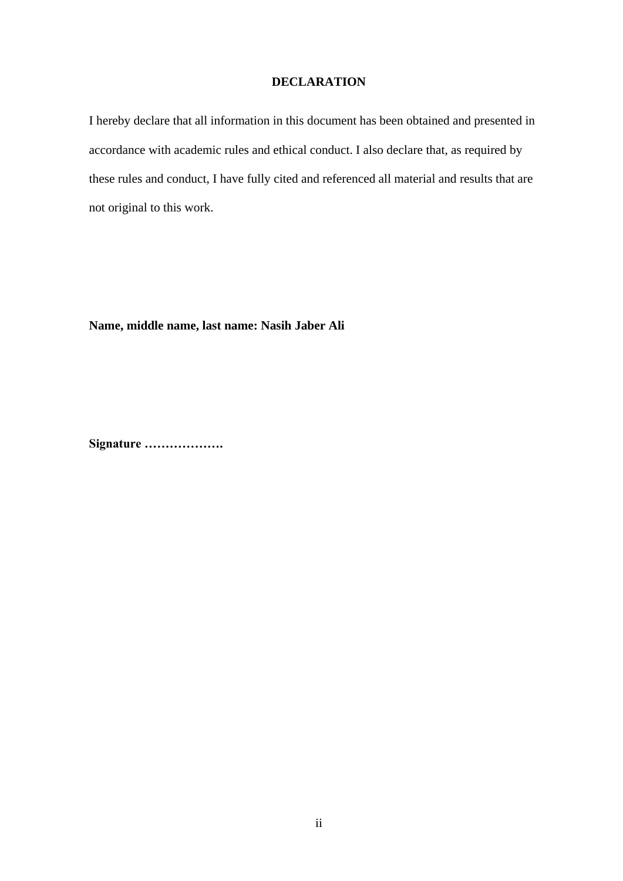# DECLARATION

I hereby declare that all information in this document has been obtained and presented in accordance with academic rules and ethical conduct. I also declare that, as required by these rules and conduct, I have fully cited and referenced all material and results that are not original to this work.

**Name, middle name, last name: Nasih Jaber Ali**

**Signature ……………….**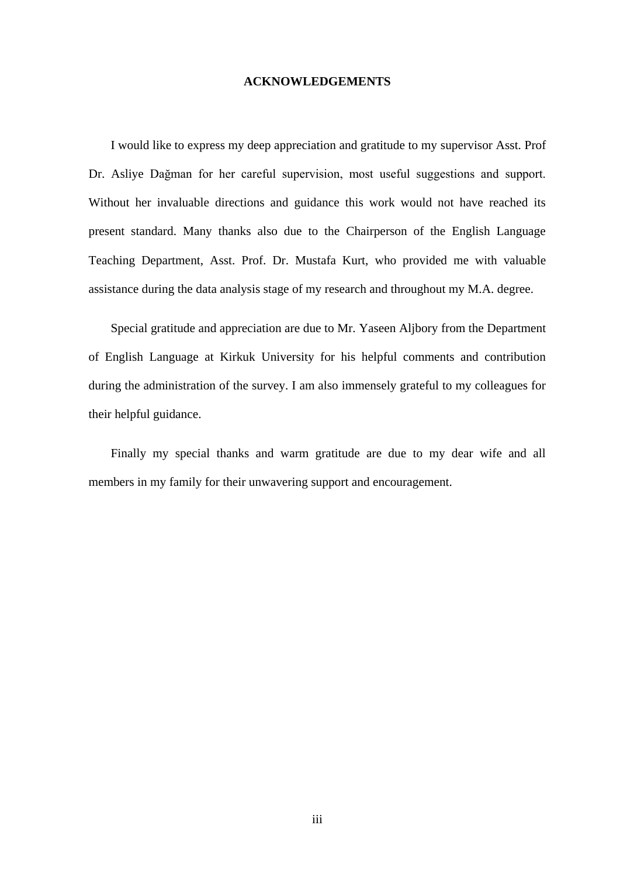# ACKNOWLEDGEMENTS

I would like to express my deep appreciation and gratitude to my supervisor Asst. Prof Dr. Asliye Dağman for her careful supervision, most useful suggestions and support. Without her invaluable directions and guidance this work would not have reached its present standard. Many thanks also due to the Chairperson of the English Language Teaching Department, Asst. Prof. Dr. Mustafa Kurt, who provided me with valuable assistance during the data analysis stage of my research and throughout my M.A. degree.

Special gratitude and appreciation are due to Mr. Yaseen Aljbory from the Department of English Language at Kirkuk University for his helpful comments and contribution during the administration of the survey. I am also immensely grateful to my colleagues for their helpful guidance.

Finally my special thanks and warm gratitude are due to my dear wife and all members in my family for their unwavering support and encouragement.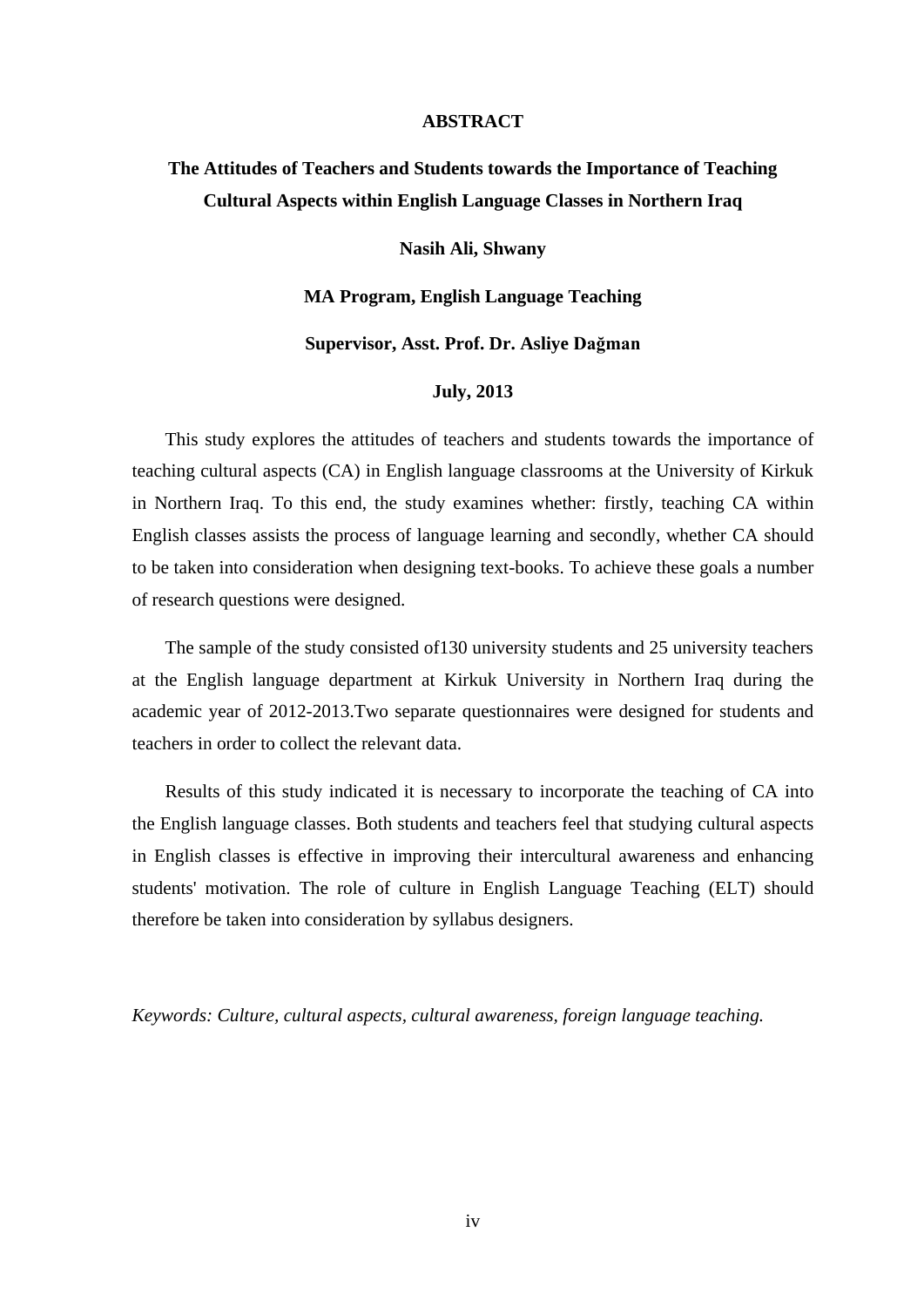# ABSTRACT

## The Attitudes of Teachers and Students towards the Importance of Teaching Cultural Aspects within English Language Classes in Northern Iraq

**Nasih Ali, Shwany**

**MA Program, English Language Teaching**

**Supervisor, Asst. Prof. Dr. Asliye Dağman**

**July, 2013**

This study explores the attitudes of teachers and students towards the importance of teaching cultural aspects (CA) in English language classrooms at the University of Kirkuk in Northern Iraq. To this end, the study examines whether: firstly, teaching CA within English classes assists the process of language learning and secondly, whether CA should to be taken into consideration when designing text-books. To achieve these goals a number of research questions were designed.

The sample of the study consisted of130 university students and 25 university teachers at the English language department at Kirkuk University in Northern Iraq during the academic year of 2012-2013.Two separate questionnaires were designed for students and teachers in order to collect the relevant data.

Results of this study indicated it is necessary to incorporate the teaching of CA into the English language classes. Both students and teachers feel that studying cultural aspects in English classes is effective in improving their intercultural awareness and enhancing students' motivation. The role of culture in English Language Teaching (ELT) should therefore be taken into consideration by syllabus designers.

*Keywords: Culture, cultural aspects, cultural awareness, foreign language teaching.*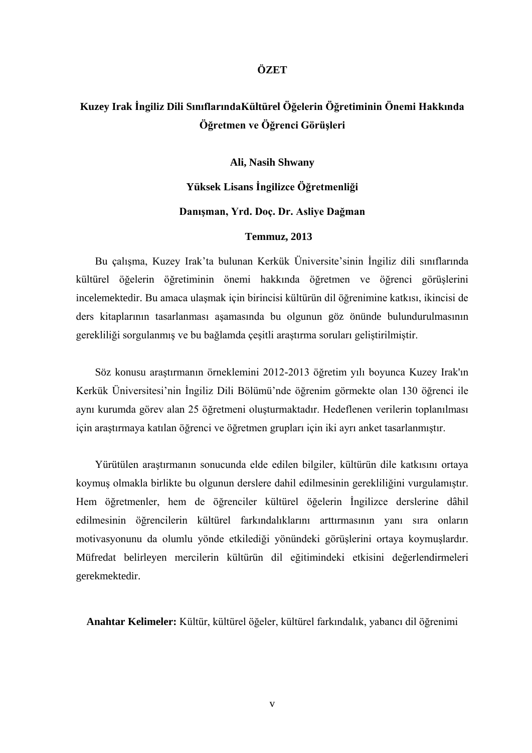# ÖZET

## Kuzey Irak İngiliz Dili SınıflarındaKültürel Öğelerin Öğretiminin Önemi Hakkında Öğretmen ve Öğrenci Görüşleri

**Ali, Nasih Shwany**

**Yüksek Lisans İngilizce Öğretmenliği**

**Danışman, Yrd. Doç. Dr. Asliye Dağman**

**Temmuz, 2013**

Bu çalışma, Kuzey Irak'ta bulunan Kerkük Üniversite'sinin İngiliz dili sınıflarında kültürel öğelerin öğretiminin önemi hakkında öğretmen ve öğrenci görüşlerini incelemektedir. Bu amaca ulaşmak için birincisi kültürün dil öğrenimine katkısı, ikincisi de ders kitaplarının tasarlanması aşamasında bu olgunun göz önünde bulundurulmasının gerekliliği sorgulanmış ve bu bağlamda çeşitli araştırma soruları geliştirilmiştir.

Söz konusu araştırmanın örneklemini 2012-2013 öğretim yılı boyunca Kuzey Irak'ın Kerkük Üniversitesi'nin İngiliz Dili Bölümü'nde öğrenim görmekte olan 130 öğrenci ile aynı kurumda görev alan 25 öğretmeni oluşturmaktadır. Hedeflenen verilerin toplanılması için araştırmaya katılan öğrenci ve öğretmen grupları için iki ayrı anket tasarlanmıştır.

Yürütülen araştırmanın sonucunda elde edilen bilgiler, kültürün dile katkısını ortaya koymuş olmakla birlikte bu olgunun derslere dahil edilmesinin gerekliliğini vurgulamıştır. Hem öğretmenler, hem de öğrenciler kültürel öğelerin İngilizce derslerine dâhil edilmesinin öğrencilerin kültürel farkındalıklarını arttırmasının yanı sıra onların motivasyonunu da olumlu yönde etkilediği yönündeki görüşlerini ortaya koymuşlardır. Müfredat belirleyen mercilerin kültürün dil eğitimindeki etkisini değerlendirmeleri gerekmektedir.

**Anahtar Kelimeler:** Kültür, kültürel öğeler, kültürel farkındalık, yabancı dil öğrenimi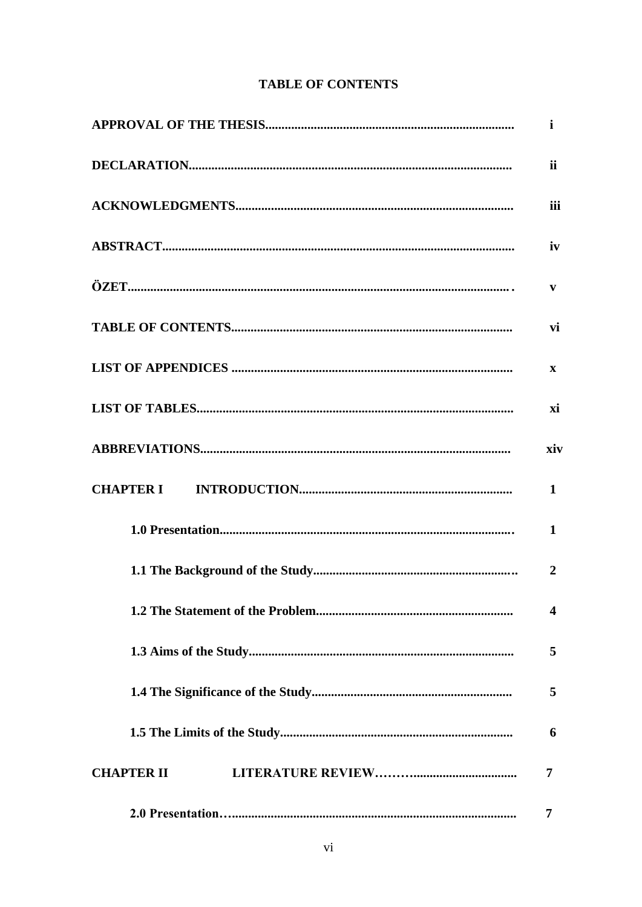# TABLE OF CONTENTS

| | |
|---|---|
| **APPROVAL OF THE THESIS** | **i** |
| **DECLARATION** | **ii** |
| **ACKNOWLEDGMENTS** | **iii** |
| **ABSTRACT** | **iv** |
| **ÖZET** | **v** |
| **TABLE OF CONTENTS** | **vi** |
| **LIST OF APPENDICES** | **x** |
| **LIST OF TABLES** | **xi** |
| **ABBREVIATIONS** | **xiv** |
| **CHAPTER I INTRODUCTION** | **1** |
| **1.0 Presentation** | **1** |
| **1.1 The Background of the Study** | **2** |
| **1.2 The Statement of the Problem** | **4** |
| **1.3 Aims of the Study** | **5** |
| **1.4 The Significance of the Study** | **5** |
| **1.5 The Limits of the Study** | **6** |
| **CHAPTER II LITERATURE REVIEW** | **7** |
| **2.0 Presentation** | **7** |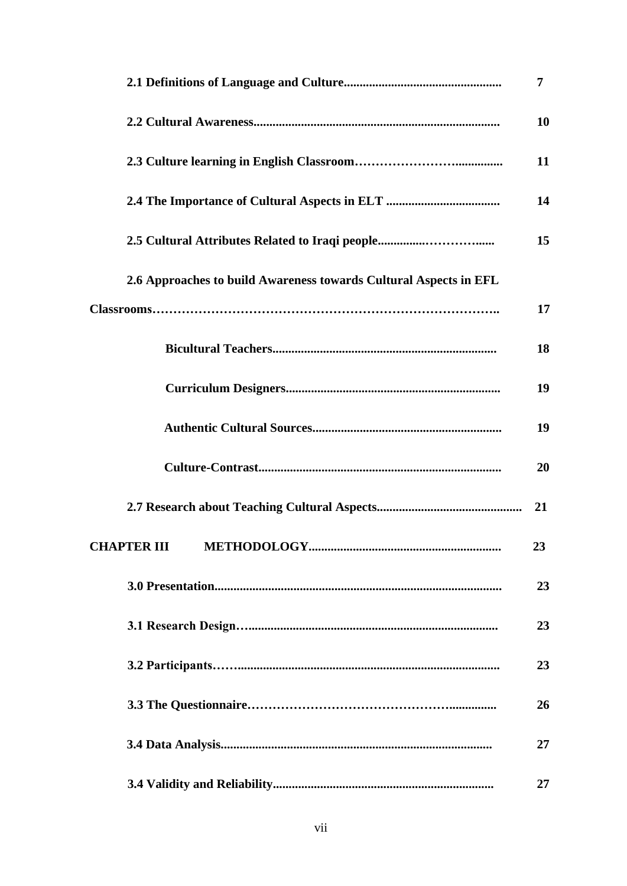**2.1 Definitions of Language and Culture................................................ 7**

**2.2 Cultural Awareness............................................................................ 10**

**2.3 Culture learning in English Classroom……………………............... 11**

**2.4 The Importance of Cultural Aspects in ELT ................................... 14**

**2.5 Cultural Attributes Related to Iraqi people...............…………....... 15**

**2.6 Approaches to build Awareness towards Cultural Aspects in EFL Classrooms……………………………………………………………………….. 17**

**Bicultural Teachers..................................................................... 18**

**Curriculum Designers.................................................................. 19**

**Authentic Cultural Sources.......................................................... 19**

**Culture-Contrast........................................................................... 20**

**2.7 Research about Teaching Cultural Aspects............................................. 21**

**CHAPTER III METHODOLOGY........................................................... 23**

**3.0 Presentation......................................................................................... 23**

**3.1 Research Design…............................................................................. 23**

**3.2 Participants……................................................................................. 23**

**3.3 The Questionnaire…………………………………………….............. 26**

**3.4 Data Analysis.................................................................................... 27**

**3.4 Validity and Reliability.................................................................... 27**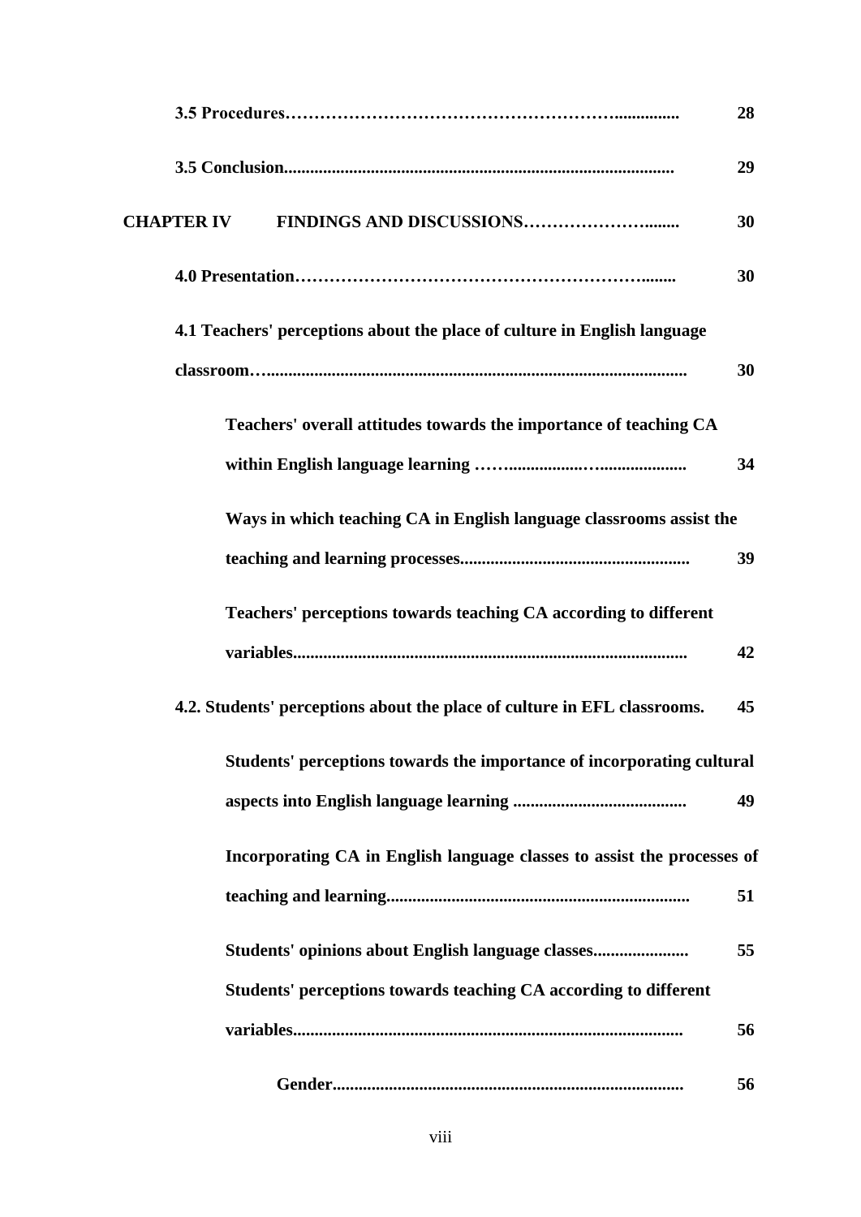**3.5 Procedures………………………………………………………............... 28**

**3.5 Conclusion......................................................................................... 29**

**CHAPTER IV FINDINGS AND DISCUSSIONS……………………........ 30**

**4.0 Presentation……………………………………………………........ 30**

**4.1 Teachers' perceptions about the place of culture in English language classroom…................................................................................................ 30**

**Teachers' overall attitudes towards the importance of teaching CA within English language learning ……..................…..................... 34**

**Ways in which teaching CA in English language classrooms assist the teaching and learning processes.................................................... 39**

**Teachers' perceptions towards teaching CA according to different variables.......................................................................................... 42**

**4.2. Students' perceptions about the place of culture in EFL classrooms. 45**

**Students' perceptions towards the importance of incorporating cultural aspects into English language learning ........................................ 49**

**Incorporating CA in English language classes to assist the processes of teaching and learning..................................................................... 51**

**Students' opinions about English language classes...................... 55**

**Students' perceptions towards teaching CA according to different variables......................................................................................... 56**

**Gender................................................................................ 56**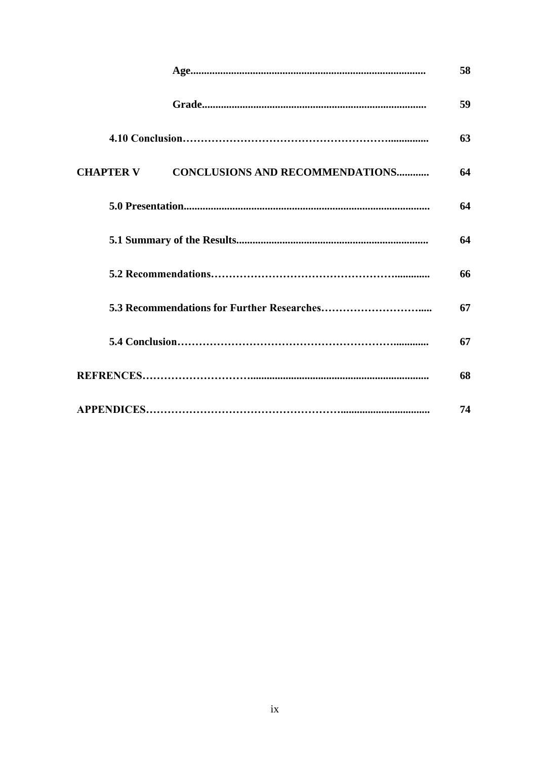| | | |
|---|---|---|
| | **Age** | **58** |
| | **Grade** | **59** |
| **4.10 Conclusion** | | **63** |
| **CHAPTER V** | **CONCLUSIONS AND RECOMMENDATIONS** | **64** |
| **5.0 Presentation** | | **64** |
| **5.1 Summary of the Results** | | **64** |
| **5.2 Recommendations** | | **66** |
| **5.3 Recommendations for Further Researches** | | **67** |
| **5.4 Conclusion** | | **67** |
| **REFRENCES** | | **68** |
| **APPENDICES** | | **74** |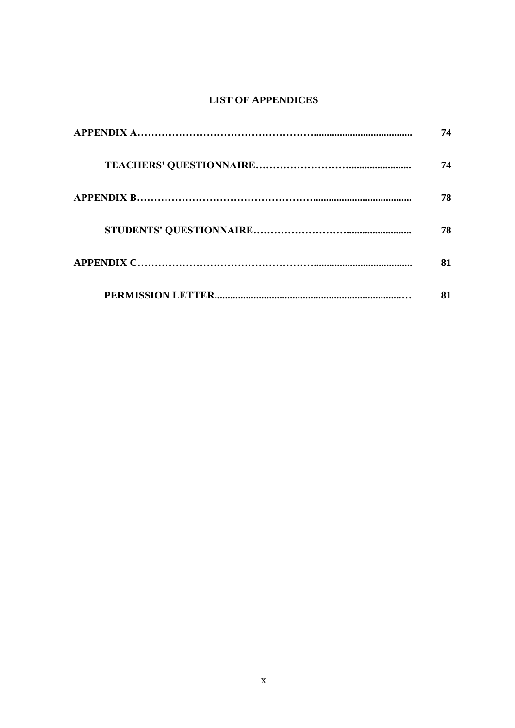# LIST OF APPENDICES

**APPENDIX A………………………………………………........................................ 74**

**TEACHERS' QUESTIONNAIRE……………………….......................... 74**

**APPENDIX B………………………………………………........................................ 78**

**STUDENTS' QUESTIONNAIRE……………………….......................... 78**

**APPENDIX C………………………………………………........................................ 81**

**PERMISSION LETTER...........................................................................… 81**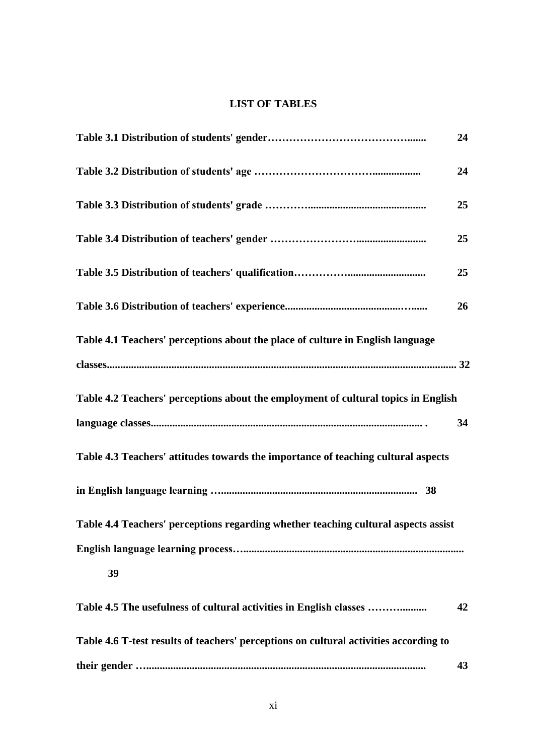## LIST OF TABLES

**Table 3.1 Distribution of students' gender……………………………………....... 24**

**Table 3.2 Distribution of students' age …………………………….................. 24**

**Table 3.3 Distribution of students' grade ………….......................................... 25**

**Table 3.4 Distribution of teachers' gender ……………………......................... 25**

**Table 3.5 Distribution of teachers' qualification……………........................... 25**

**Table 3.6 Distribution of teachers' experience...........................................…...... 26**

**Table 4.1 Teachers' perceptions about the place of culture in English language classes................................................................................................................... 32**

**Table 4.2 Teachers' perceptions about the employment of cultural topics in English language classes.................................................................................................. . 34**

**Table 4.3 Teachers' attitudes towards the importance of teaching cultural aspects in English language learning …......................................................................... 38**

**Table 4.4 Teachers' perceptions regarding whether teaching cultural aspects assist English language learning process….................................................................................. 39**

**Table 4.5 The usefulness of cultural activities in English classes ………......... 42**

**Table 4.6 T-test results of teachers' perceptions on cultural activities according to their gender …....................................................................................................... 43**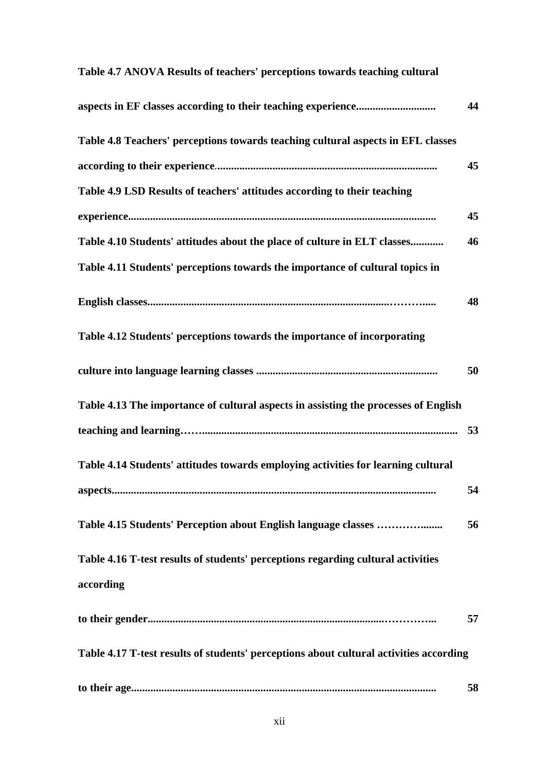**Table 4.7 ANOVA Results of teachers' perceptions towards teaching cultural aspects in EF classes according to their teaching experience............................ 44**

**Table 4.8 Teachers' perceptions towards teaching cultural aspects in EFL classes according to their experience................................................................................ 45**

**Table 4.9 LSD Results of teachers' attitudes according to their teaching experience............................................................................................................... 45**

**Table 4.10 Students' attitudes about the place of culture in ELT classes............ 46**

**Table 4.11 Students' perceptions towards the importance of cultural topics in English classes..........................................................................................……….... 48**

**Table 4.12 Students' perceptions towards the importance of incorporating culture into language learning classes .................................................................. 50**

**Table 4.13 The importance of cultural aspects in assisting the processes of English teaching and learning…….............................................................................................. 53**

**Table 4.14 Students' attitudes towards employing activities for learning cultural aspects..................................................................................................................... 54**

**Table 4.15 Students' Perception about English language classes ……………........ 56**

**Table 4.16 T-test results of students' perceptions regarding cultural activities according to their gender.......................................................................................………... 57**

**Table 4.17 T-test results of students' perceptions about cultural activities according to their age............................................................................................................... 58**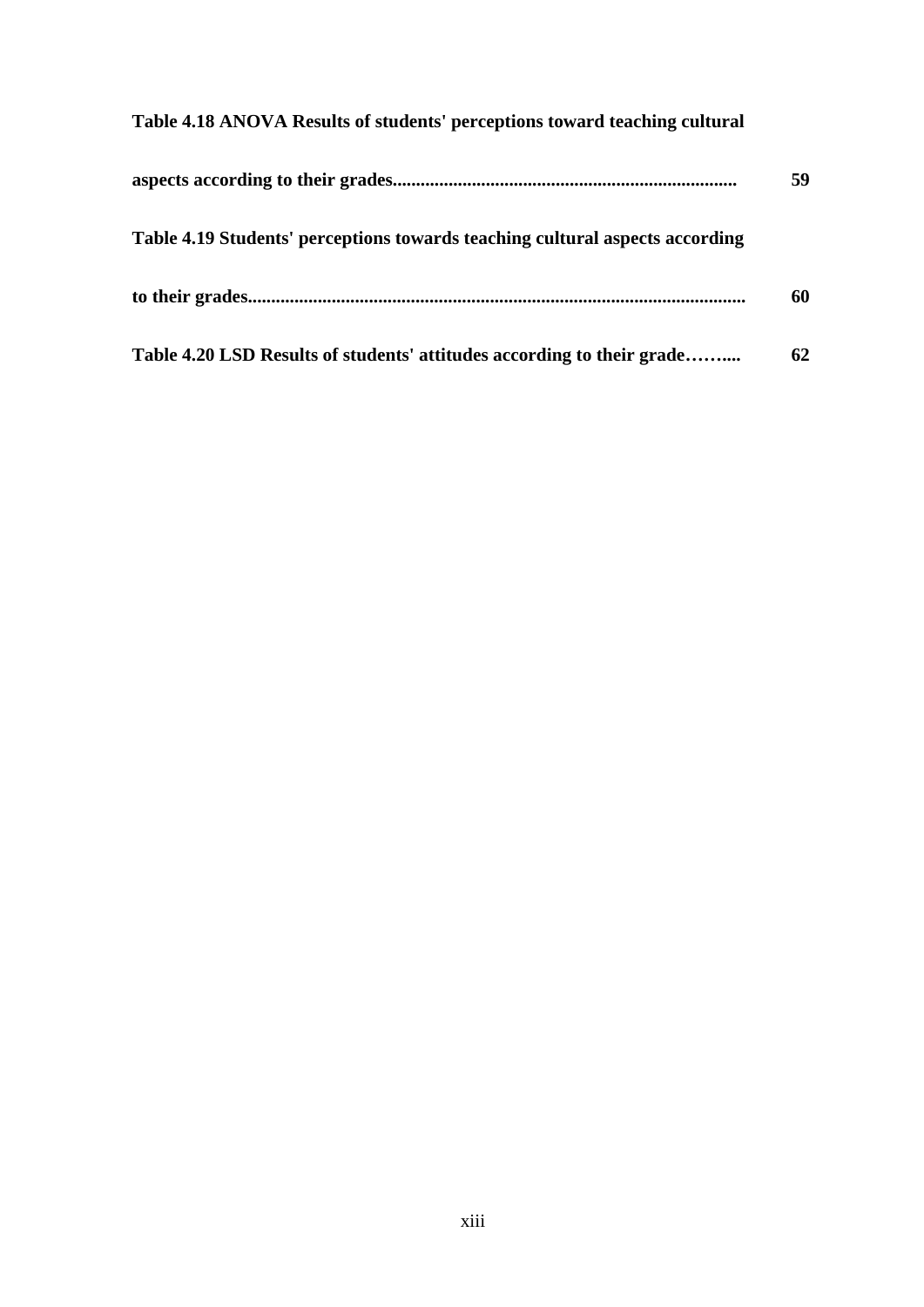**Table 4.18 ANOVA Results of students' perceptions toward teaching cultural aspects according to their grades......................................................................... 59**

**Table 4.19 Students' perceptions towards teaching cultural aspects according to their grades.......................................................................................................... 60**

**Table 4.20 LSD Results of students' attitudes according to their grade……..... 62**